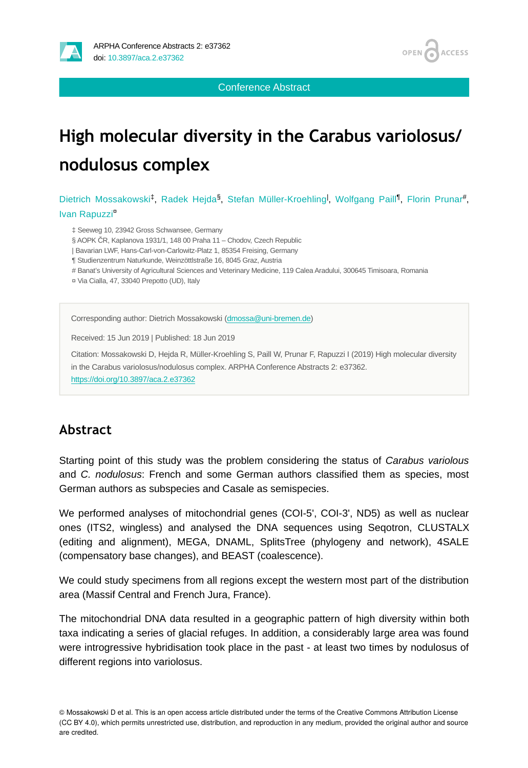Conference Abstract

# High molecular diversity in the Carabus variolosus/nodulosus complex

Dietrich Mossakowski[‡], Radek Hejda[§], Stefan Müller-Kroehling[|], Wolfgang Paill[¶], Florin Prunar[#], Ivan Rapuzzi[¤]

‡ Seeweg 10, 23942 Gross Schwansee, Germany
§ AOPK ČR, Kaplanova 1931/1, 148 00 Praha 11 – Chodov, Czech Republic
| Bavarian LWF, Hans-Carl-von-Carlowitz-Platz 1, 85354 Freising, Germany
¶ Studienzentrum Naturkunde, Weinzöttlstraße 16, 8045 Graz, Austria
# Banat's University of Agricultural Sciences and Veterinary Medicine, 119 Calea Aradului, 300645 Timisoara, Romania
¤ Via Cialla, 47, 33040 Prepotto (UD), Italy

Corresponding author: Dietrich Mossakowski (dmossa@uni-bremen.de)

Received: 15 Jun 2019 | Published: 18 Jun 2019

Citation: Mossakowski D, Hejda R, Müller-Kroehling S, Paill W, Prunar F, Rapuzzi I (2019) High molecular diversity in the Carabus variolosus/nodulosus complex. ARPHA Conference Abstracts 2: e37362. https://doi.org/10.3897/aca.2.e37362

## Abstract

Starting point of this study was the problem considering the status of *Carabus variolous* and *C. nodulosus*: French and some German authors classified them as species, most German authors as subspecies and Casale as semispecies.

We performed analyses of mitochondrial genes (COI-5', COI-3', ND5) as well as nuclear ones (ITS2, wingless) and analysed the DNA sequences using Seqotron, CLUSTALX (editing and alignment), MEGA, DNAML, SplitsTree (phylogeny and network), 4SALE (compensatory base changes), and BEAST (coalescence).

We could study specimens from all regions except the western most part of the distribution area (Massif Central and French Jura, France).

The mitochondrial DNA data resulted in a geographic pattern of high diversity within both taxa indicating a series of glacial refuges. In addition, a considerably large area was found were introgressive hybridisation took place in the past - at least two times by nodulosus of different regions into variolosus.

© Mossakowski D et al. This is an open access article distributed under the terms of the Creative Commons Attribution License (CC BY 4.0), which permits unrestricted use, distribution, and reproduction in any medium, provided the original author and source are credited.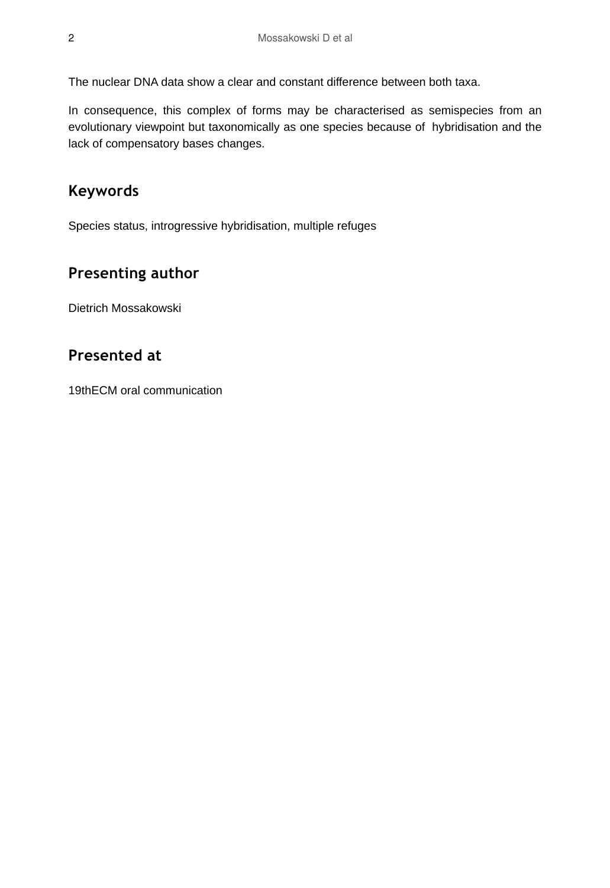The nuclear DNA data show a clear and constant difference between both taxa.

In consequence, this complex of forms may be characterised as semispecies from an evolutionary viewpoint but taxonomically as one species because of  hybridisation and the lack of compensatory bases changes.

## Keywords

Species status, introgressive hybridisation, multiple refuges

## Presenting author

Dietrich Mossakowski

## Presented at

19thECM oral communication